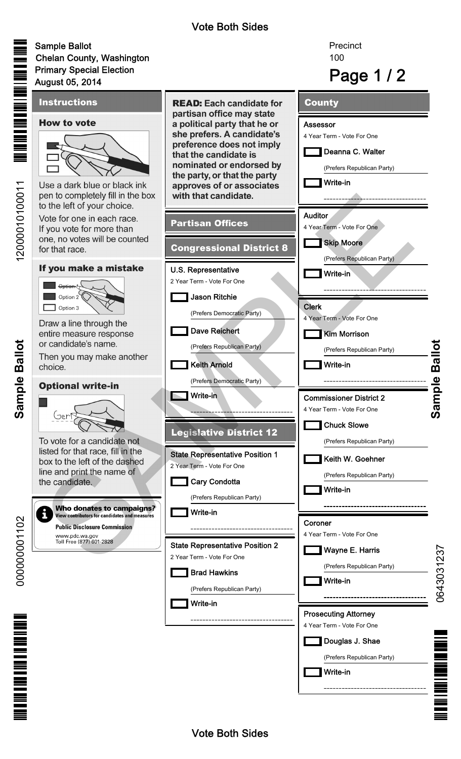Vote Both Sides

Sample Ballot
Chelan County, Washington
Primary Special Election
August 05, 2014

Precinct
100

## Instructions

### How to vote

Use a dark blue or black ink pen to completely fill in the box to the left of your choice.

Vote for one in each race. If you vote for more than one, no votes will be counted for that race.

### If you make a mistake

Draw a line through the entire measure response or candidate's name.

Then you may make another choice.

### Optional write-in

To vote for a candidate not listed for that race, fill in the box to the left of the dashed line and print the name of the candidate.

**Who donates to campaigns?**
**View contributors for candidates and measures**
**Public Disclosure Commission**
www.pdc.wa.gov
Toll Free (877) 601-2828

**READ: Each candidate for partisan office may state a political party that he or she prefers. A candidate's preference does not imply that the candidate is nominated or endorsed by the party, or that the party approves of or associates with that candidate.**

## Partisan Offices

## Congressional District 8

**U.S. Representative**
2 Year Term - Vote For One

- ☐ Jason Ritchie (Prefers Democratic Party)
- ☐ Dave Reichert (Prefers Republican Party)
- ☐ Keith Arnold (Prefers Democratic Party)
- ☐ Write-in ________________

## Legislative District 12

**State Representative Position 1**
2 Year Term - Vote For One

- ☐ Cary Condotta (Prefers Republican Party)
- ☐ Write-in ________________

**State Representative Position 2**
2 Year Term - Vote For One

- ☐ Brad Hawkins (Prefers Republican Party)
- ☐ Write-in ________________

## County

**Assessor**
4 Year Term - Vote For One

- ☐ Deanna C. Walter (Prefers Republican Party)
- ☐ Write-in ________________

**Auditor**
4 Year Term - Vote For One

- ☐ Skip Moore (Prefers Republican Party)
- ☐ Write-in ________________

**Clerk**
4 Year Term - Vote For One

- ☐ Kim Morrison (Prefers Republican Party)
- ☐ Write-in ________________

**Commissioner District 2**
4 Year Term - Vote For One

- ☐ Chuck Slowe (Prefers Republican Party)
- ☐ Keith W. Goehner (Prefers Republican Party)
- ☐ Write-in ________________

**Coroner**
4 Year Term - Vote For One

- ☐ Wayne E. Harris (Prefers Republican Party)
- ☐ Write-in ________________

**Prosecuting Attorney**
4 Year Term - Vote For One

- ☐ Douglas J. Shae (Prefers Republican Party)
- ☐ Write-in ________________

Vote Both Sides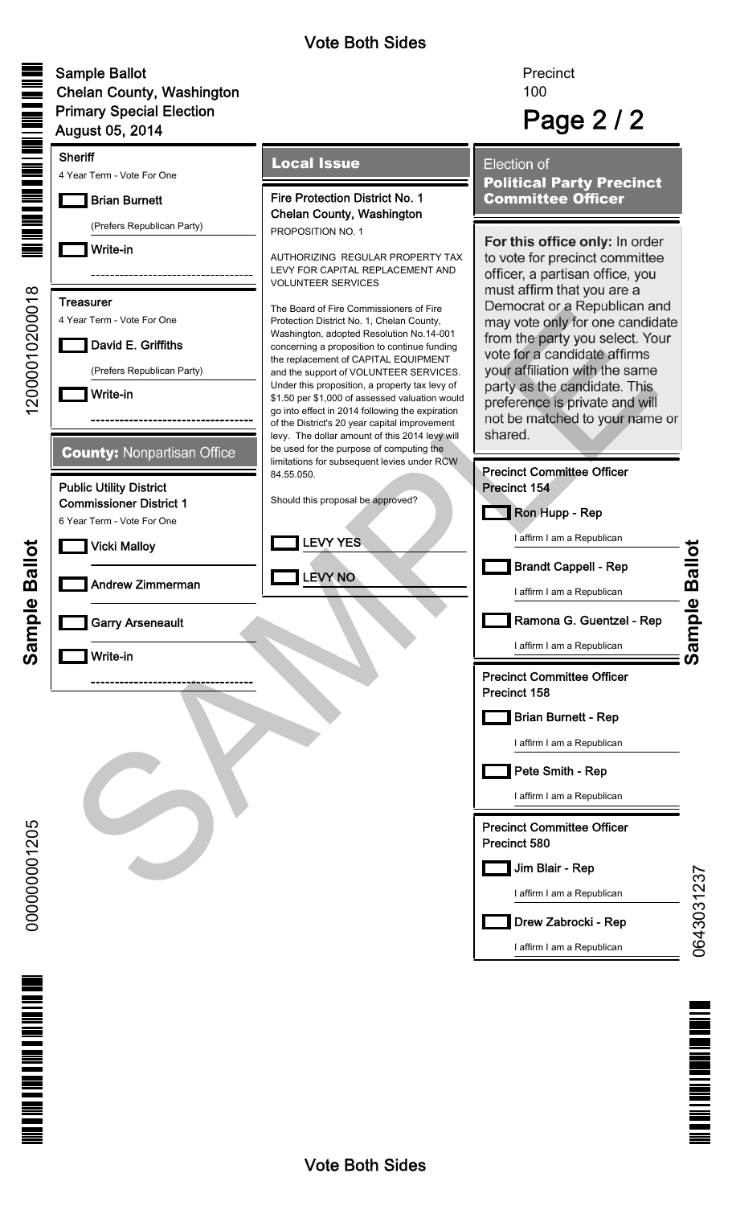Vote Both Sides

Sample Ballot
Chelan County, Washington
Primary Special Election
August 05, 2014

Precinct
100

### Sheriff

4 Year Term - Vote For One

- [ ] Brian Burnett

  (Prefers Republican Party)

- [ ] Write-in ________________

### Treasurer

4 Year Term - Vote For One

- [ ] David E. Griffiths

  (Prefers Republican Party)

- [ ] Write-in ________________

## County: Nonpartisan Office

### Public Utility District Commissioner District 1

6 Year Term - Vote For One

- [ ] Vicki Malloy
- [ ] Andrew Zimmerman
- [ ] Garry Arseneault
- [ ] Write-in ________________

## Local Issue

### Fire Protection District No. 1 Chelan County, Washington

PROPOSITION NO. 1

AUTHORIZING REGULAR PROPERTY TAX LEVY FOR CAPITAL REPLACEMENT AND VOLUNTEER SERVICES

The Board of Fire Commissioners of Fire Protection District No. 1, Chelan County, Washington, adopted Resolution No.14-001 concerning a proposition to continue funding the replacement of CAPITAL EQUIPMENT and the support of VOLUNTEER SERVICES. Under this proposition, a property tax levy of $1.50 per $1,000 of assessed valuation would go into effect in 2014 following the expiration of the District's 20 year capital improvement levy. The dollar amount of this 2014 levy will be used for the purpose of computing the limitations for subsequent levies under RCW 84.55.050.

Should this proposal be approved?

- [ ] LEVY YES
- [ ] LEVY NO

## Election of Political Party Precinct Committee Officer

**For this office only:** In order to vote for precinct committee officer, a partisan office, you must affirm that you are a Democrat or a Republican and may vote only for one candidate from the party you select. Your vote for a candidate affirms your affiliation with the same party as the candidate. This preference is private and will not be matched to your name or shared.

### Precinct Committee Officer Precinct 154

- [ ] Ron Hupp - Rep

  I affirm I am a Republican

- [ ] Brandt Cappell - Rep

  I affirm I am a Republican

- [ ] Ramona G. Guentzel - Rep

  I affirm I am a Republican

### Precinct Committee Officer Precinct 158

- [ ] Brian Burnett - Rep

  I affirm I am a Republican

- [ ] Pete Smith - Rep

  I affirm I am a Republican

### Precinct Committee Officer Precinct 580

- [ ] Jim Blair - Rep

  I affirm I am a Republican

- [ ] Drew Zabrocki - Rep

  I affirm I am a Republican

Vote Both Sides